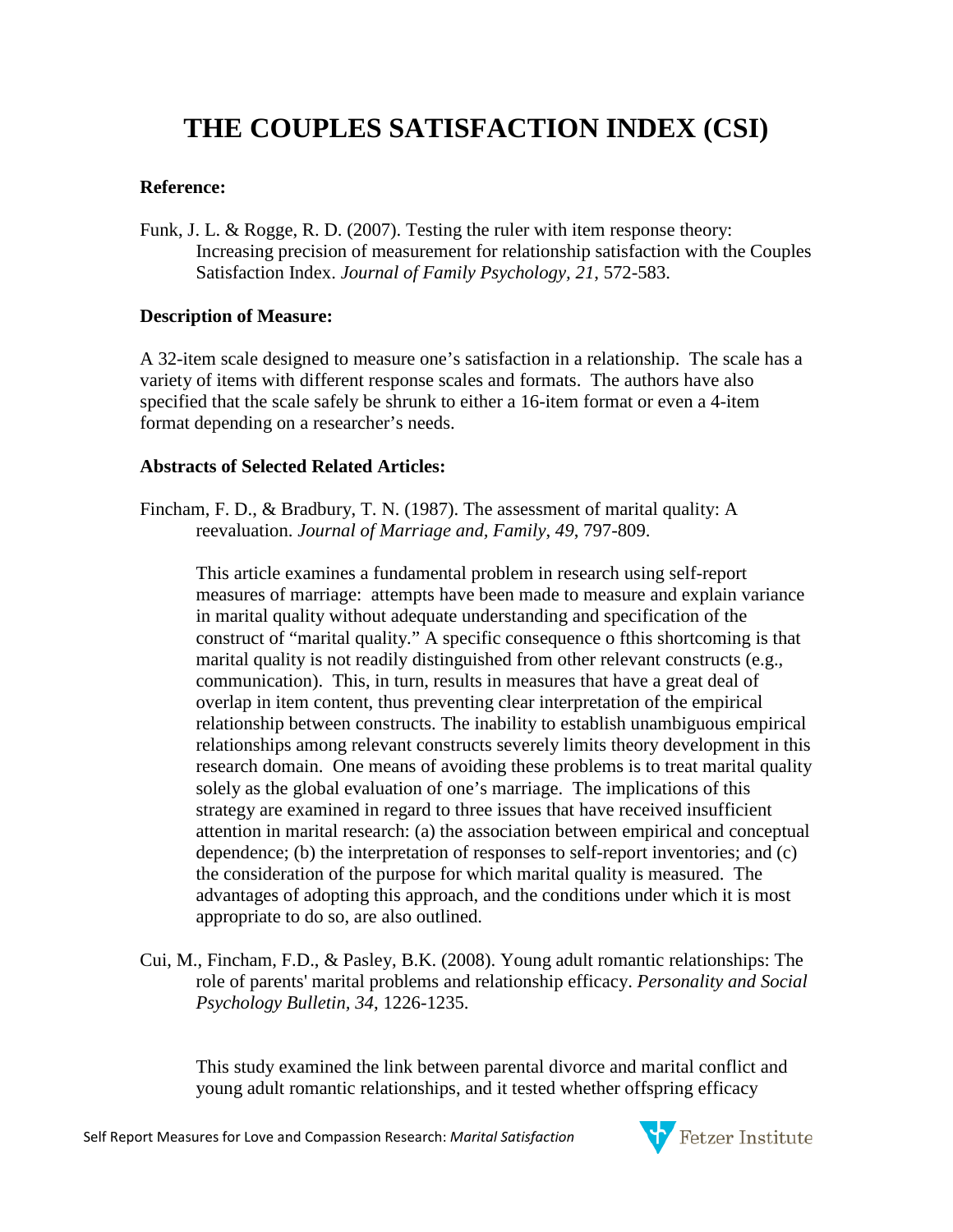# THE COUPLES SATISFACTION INDEX (CSI)

**Reference:**

Funk, J. L. & Rogge, R. D. (2007). Testing the ruler with item response theory: Increasing precision of measurement for relationship satisfaction with the Couples Satisfaction Index. *Journal of Family Psychology, 21*, 572-583.

**Description of Measure:**

A 32-item scale designed to measure one's satisfaction in a relationship. The scale has a variety of items with different response scales and formats. The authors have also specified that the scale safely be shrunk to either a 16-item format or even a 4-item format depending on a researcher's needs.

**Abstracts of Selected Related Articles:**

Fincham, F. D., & Bradbury, T. N. (1987). The assessment of marital quality: A reevaluation. *Journal of Marriage and, Family*, *49*, 797-809.

> This article examines a fundamental problem in research using self-report measures of marriage: attempts have been made to measure and explain variance in marital quality without adequate understanding and specification of the construct of "marital quality." A specific consequence o fthis shortcoming is that marital quality is not readily distinguished from other relevant constructs (e.g., communication). This, in turn, results in measures that have a great deal of overlap in item content, thus preventing clear interpretation of the empirical relationship between constructs. The inability to establish unambiguous empirical relationships among relevant constructs severely limits theory development in this research domain. One means of avoiding these problems is to treat marital quality solely as the global evaluation of one's marriage. The implications of this strategy are examined in regard to three issues that have received insufficient attention in marital research: (a) the association between empirical and conceptual dependence; (b) the interpretation of responses to self-report inventories; and (c) the consideration of the purpose for which marital quality is measured. The advantages of adopting this approach, and the conditions under which it is most appropriate to do so, are also outlined.

Cui, M., Fincham, F.D., & Pasley, B.K. (2008). Young adult romantic relationships: The role of parents' marital problems and relationship efficacy. *Personality and Social Psychology Bulletin, 34*, 1226-1235.

> This study examined the link between parental divorce and marital conflict and young adult romantic relationships, and it tested whether offspring efficacy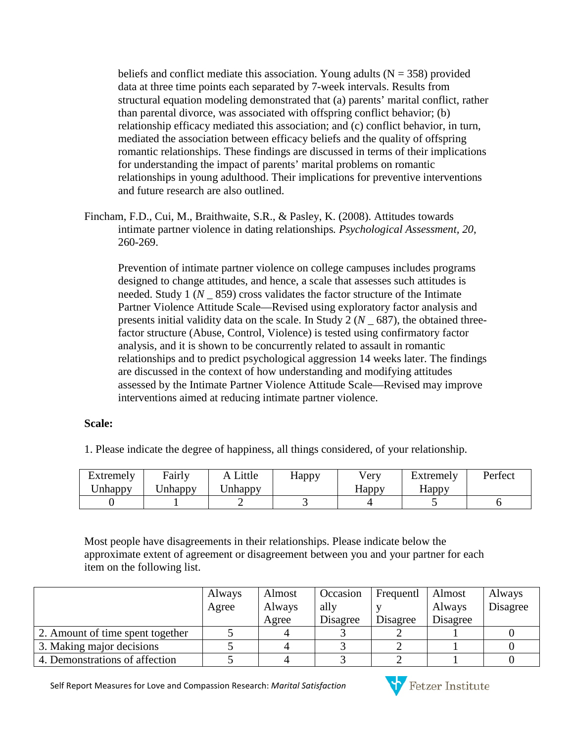beliefs and conflict mediate this association. Young adults (N = 358) provided data at three time points each separated by 7-week intervals. Results from structural equation modeling demonstrated that (a) parents' marital conflict, rather than parental divorce, was associated with offspring conflict behavior; (b) relationship efficacy mediated this association; and (c) conflict behavior, in turn, mediated the association between efficacy beliefs and the quality of offspring romantic relationships. These findings are discussed in terms of their implications for understanding the impact of parents' marital problems on romantic relationships in young adulthood. Their implications for preventive interventions and future research are also outlined.

Fincham, F.D., Cui, M., Braithwaite, S.R., & Pasley, K. (2008). Attitudes towards intimate partner violence in dating relationships. *Psychological Assessment, 20*, 260-269.

Prevention of intimate partner violence on college campuses includes programs designed to change attitudes, and hence, a scale that assesses such attitudes is needed. Study 1 (*N* _ 859) cross validates the factor structure of the Intimate Partner Violence Attitude Scale—Revised using exploratory factor analysis and presents initial validity data on the scale. In Study 2 (*N* _ 687), the obtained three-factor structure (Abuse, Control, Violence) is tested using confirmatory factor analysis, and it is shown to be concurrently related to assault in romantic relationships and to predict psychological aggression 14 weeks later. The findings are discussed in the context of how understanding and modifying attitudes assessed by the Intimate Partner Violence Attitude Scale—Revised may improve interventions aimed at reducing intimate partner violence.

**Scale:**

1. Please indicate the degree of happiness, all things considered, of your relationship.

| Extremely Unhappy | Fairly Unhappy | A Little Unhappy | Happy | Very Happy | Extremely Happy | Perfect |
|---|---|---|---|---|---|---|
| 0 | 1 | 2 | 3 | 4 | 5 | 6 |

Most people have disagreements in their relationships. Please indicate below the approximate extent of agreement or disagreement between you and your partner for each item on the following list.

| | Always Agree | Almost Always Agree | Occasionally Disagree | Frequently Disagree | Almost Always Disagree | Always Disagree |
|---|---|---|---|---|---|---|
| 2. Amount of time spent together | 5 | 4 | 3 | 2 | 1 | 0 |
| 3. Making major decisions | 5 | 4 | 3 | 2 | 1 | 0 |
| 4. Demonstrations of affection | 5 | 4 | 3 | 2 | 1 | 0 |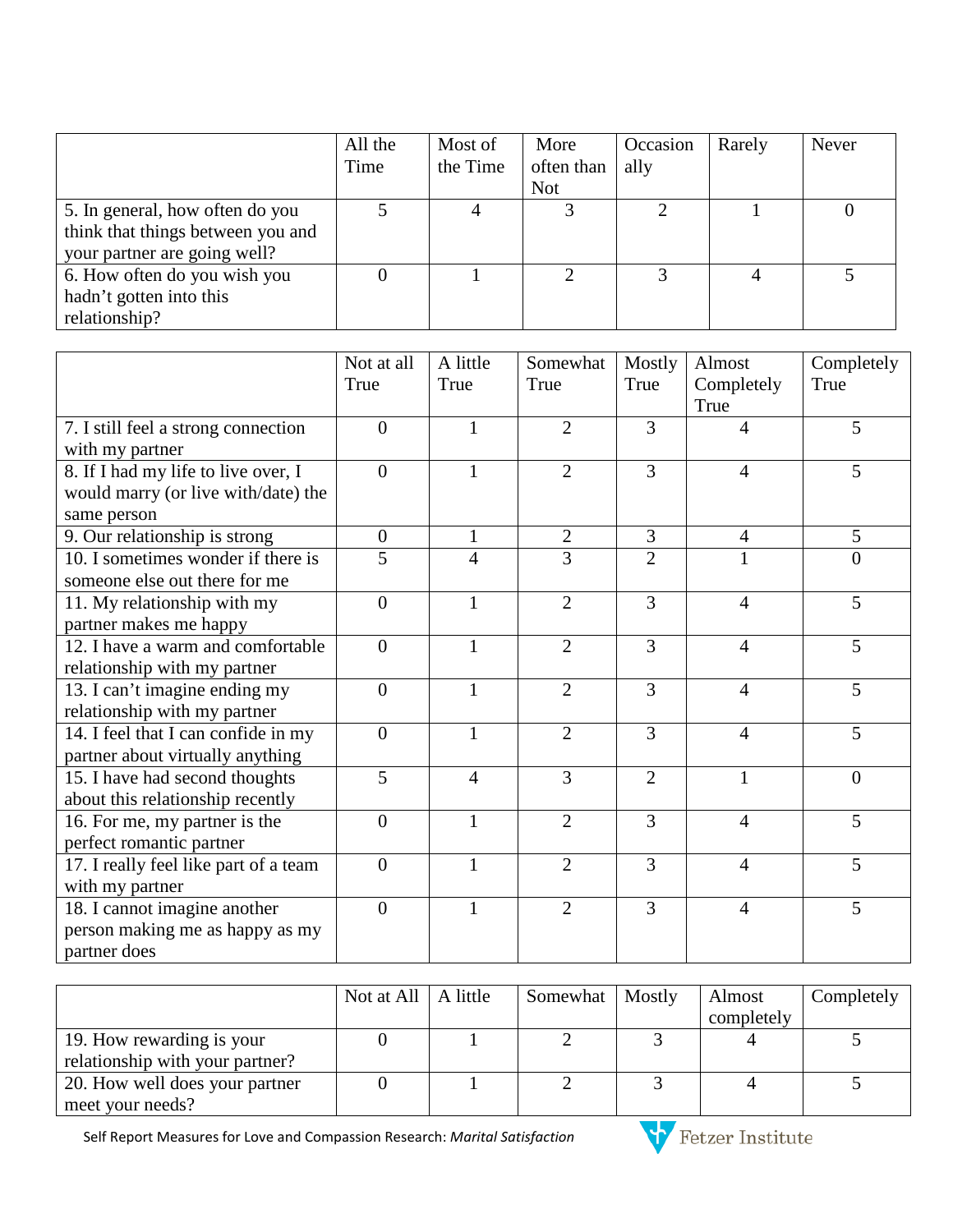| | All the Time | Most of the Time | More often than Not | Occasionally | Rarely | Never |
|---|---|---|---|---|---|---|
| 5. In general, how often do you think that things between you and your partner are going well? | 5 | 4 | 3 | 2 | 1 | 0 |
| 6. How often do you wish you hadn't gotten into this relationship? | 0 | 1 | 2 | 3 | 4 | 5 |

| | Not at all True | A little True | Somewhat True | Mostly True | Almost Completely True | Completely True |
|---|---|---|---|---|---|---|
| 7. I still feel a strong connection with my partner | 0 | 1 | 2 | 3 | 4 | 5 |
| 8. If I had my life to live over, I would marry (or live with/date) the same person | 0 | 1 | 2 | 3 | 4 | 5 |
| 9. Our relationship is strong | 0 | 1 | 2 | 3 | 4 | 5 |
| 10. I sometimes wonder if there is someone else out there for me | 5 | 4 | 3 | 2 | 1 | 0 |
| 11. My relationship with my partner makes me happy | 0 | 1 | 2 | 3 | 4 | 5 |
| 12. I have a warm and comfortable relationship with my partner | 0 | 1 | 2 | 3 | 4 | 5 |
| 13. I can't imagine ending my relationship with my partner | 0 | 1 | 2 | 3 | 4 | 5 |
| 14. I feel that I can confide in my partner about virtually anything | 0 | 1 | 2 | 3 | 4 | 5 |
| 15. I have had second thoughts about this relationship recently | 5 | 4 | 3 | 2 | 1 | 0 |
| 16. For me, my partner is the perfect romantic partner | 0 | 1 | 2 | 3 | 4 | 5 |
| 17. I really feel like part of a team with my partner | 0 | 1 | 2 | 3 | 4 | 5 |
| 18. I cannot imagine another person making me as happy as my partner does | 0 | 1 | 2 | 3 | 4 | 5 |

| | Not at All | A little | Somewhat | Mostly | Almost completely | Completely |
|---|---|---|---|---|---|---|
| 19. How rewarding is your relationship with your partner? | 0 | 1 | 2 | 3 | 4 | 5 |
| 20. How well does your partner meet your needs? | 0 | 1 | 2 | 3 | 4 | 5 |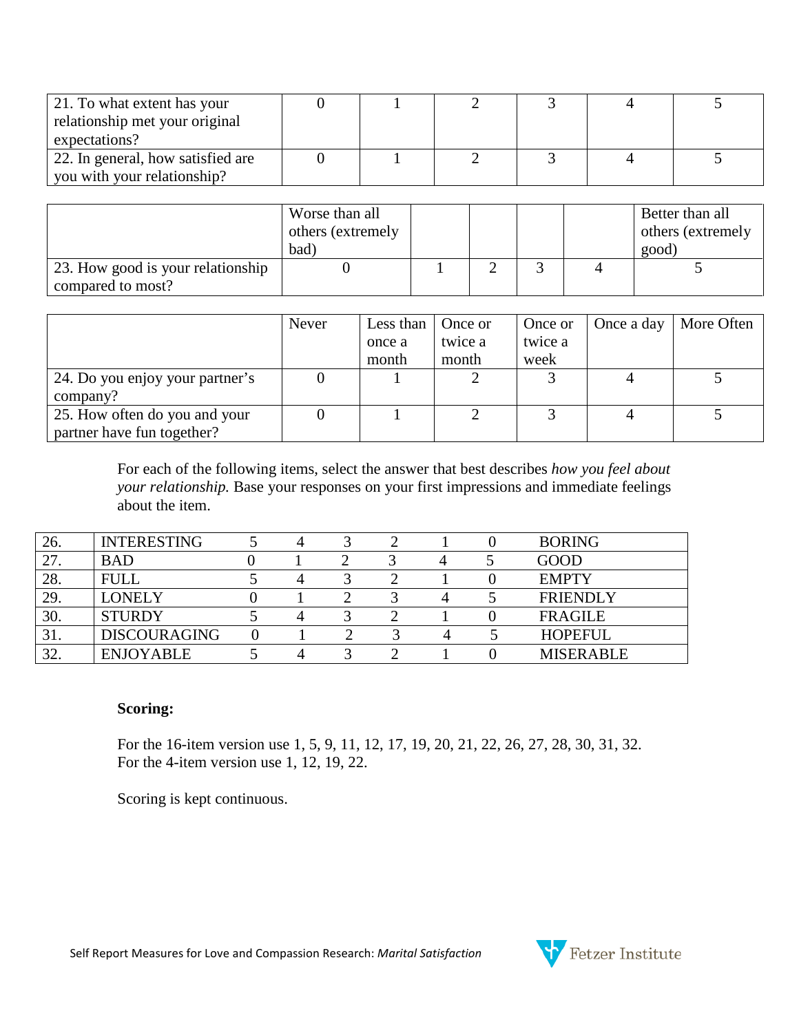| | | | | | | |
|---|---|---|---|---|---|---|
| 21. To what extent has your relationship met your original expectations? | 0 | 1 | 2 | 3 | 4 | 5 |
| 22. In general, how satisfied are you with your relationship? | 0 | 1 | 2 | 3 | 4 | 5 |

| | Worse than all others (extremely bad) | | | | | Better than all others (extremely good) |
|---|---|---|---|---|---|---|
| 23. How good is your relationship compared to most? | 0 | 1 | 2 | 3 | 4 | 5 |

| | Never | Less than once a month | Once or twice a month | Once or twice a week | Once a day | More Often |
|---|---|---|---|---|---|---|
| 24. Do you enjoy your partner's company? | 0 | 1 | 2 | 3 | 4 | 5 |
| 25. How often do you and your partner have fun together? | 0 | 1 | 2 | 3 | 4 | 5 |

For each of the following items, select the answer that best describes *how you feel about your relationship.* Base your responses on your first impressions and immediate feelings about the item.

| | | | | | | | | |
|---|---|---|---|---|---|---|---|---|
| 26. | INTERESTING | 5 | 4 | 3 | 2 | 1 | 0 | BORING |
| 27. | BAD | 0 | 1 | 2 | 3 | 4 | 5 | GOOD |
| 28. | FULL | 5 | 4 | 3 | 2 | 1 | 0 | EMPTY |
| 29. | LONELY | 0 | 1 | 2 | 3 | 4 | 5 | FRIENDLY |
| 30. | STURDY | 5 | 4 | 3 | 2 | 1 | 0 | FRAGILE |
| 31. | DISCOURAGING | 0 | 1 | 2 | 3 | 4 | 5 | HOPEFUL |
| 32. | ENJOYABLE | 5 | 4 | 3 | 2 | 1 | 0 | MISERABLE |

**Scoring:**

For the 16-item version use 1, 5, 9, 11, 12, 17, 19, 20, 21, 22, 26, 27, 28, 30, 31, 32.
For the 4-item version use 1, 12, 19, 22.

Scoring is kept continuous.